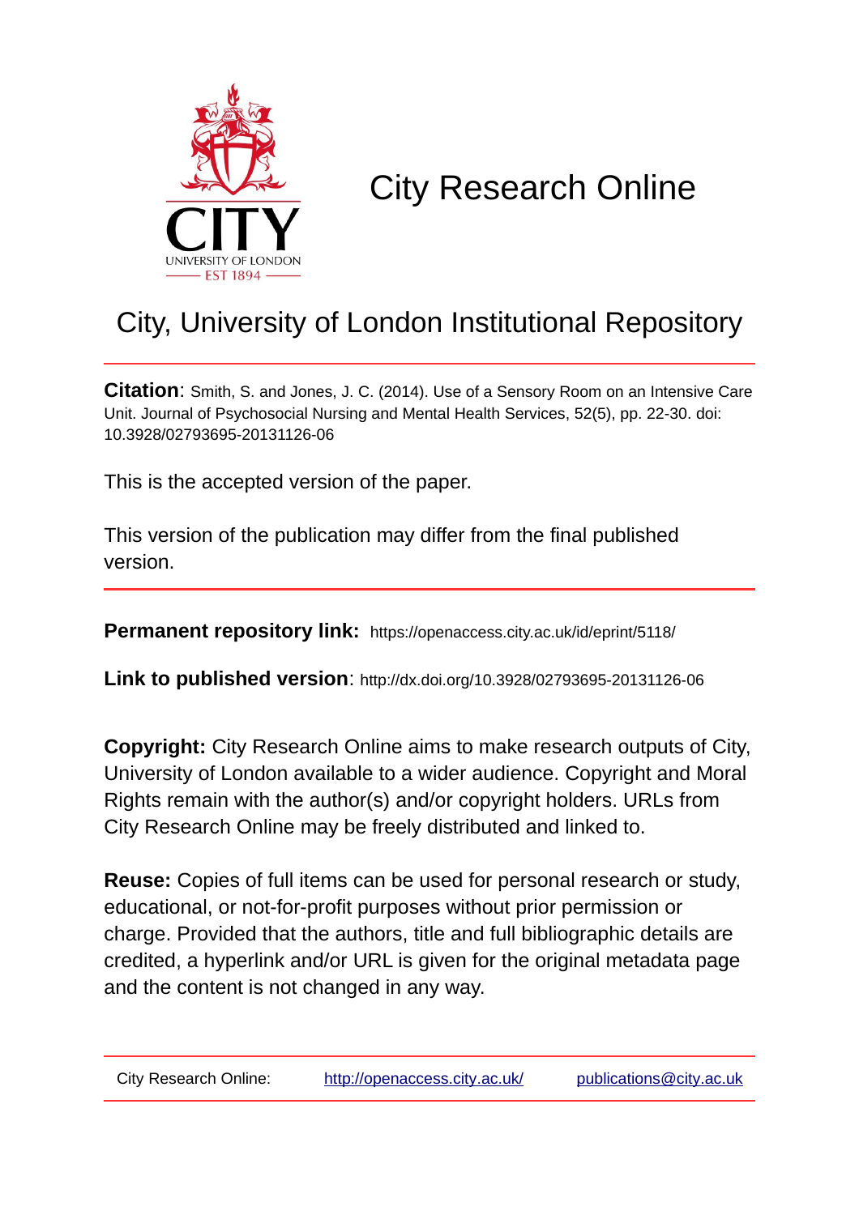# City Research Online

## City, University of London Institutional Repository

**Citation**: Smith, S. and Jones, J. C. (2014). Use of a Sensory Room on an Intensive Care Unit. Journal of Psychosocial Nursing and Mental Health Services, 52(5), pp. 22-30. doi: 10.3928/02793695-20131126-06

This is the accepted version of the paper.

This version of the publication may differ from the final published version.

**Permanent repository link:** https://openaccess.city.ac.uk/id/eprint/5118/

**Link to published version**: http://dx.doi.org/10.3928/02793695-20131126-06

**Copyright:** City Research Online aims to make research outputs of City, University of London available to a wider audience. Copyright and Moral Rights remain with the author(s) and/or copyright holders. URLs from City Research Online may be freely distributed and linked to.

**Reuse:** Copies of full items can be used for personal research or study, educational, or not-for-profit purposes without prior permission or charge. Provided that the authors, title and full bibliographic details are credited, a hyperlink and/or URL is given for the original metadata page and the content is not changed in any way.

City Research Online: http://openaccess.city.ac.uk/ publications@city.ac.uk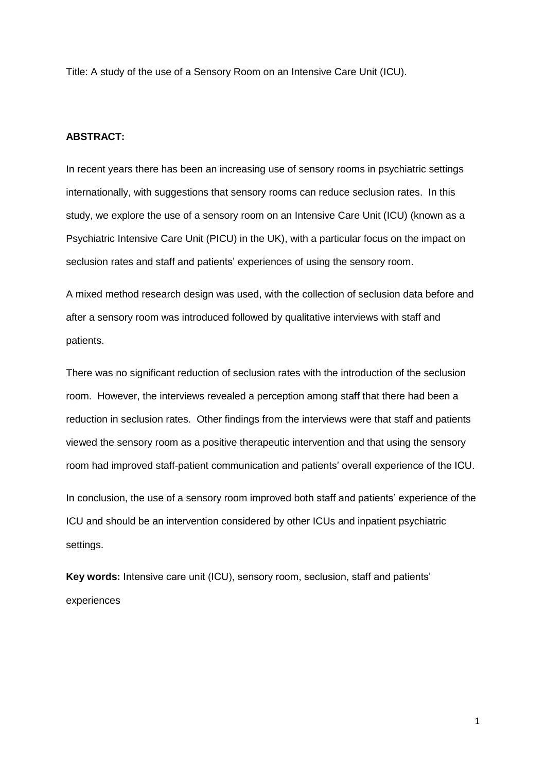Title: A study of the use of a Sensory Room on an Intensive Care Unit (ICU).

**ABSTRACT:**

In recent years there has been an increasing use of sensory rooms in psychiatric settings internationally, with suggestions that sensory rooms can reduce seclusion rates. In this study, we explore the use of a sensory room on an Intensive Care Unit (ICU) (known as a Psychiatric Intensive Care Unit (PICU) in the UK), with a particular focus on the impact on seclusion rates and staff and patients' experiences of using the sensory room.

A mixed method research design was used, with the collection of seclusion data before and after a sensory room was introduced followed by qualitative interviews with staff and patients.

There was no significant reduction of seclusion rates with the introduction of the seclusion room. However, the interviews revealed a perception among staff that there had been a reduction in seclusion rates. Other findings from the interviews were that staff and patients viewed the sensory room as a positive therapeutic intervention and that using the sensory room had improved staff-patient communication and patients' overall experience of the ICU.

In conclusion, the use of a sensory room improved both staff and patients' experience of the ICU and should be an intervention considered by other ICUs and inpatient psychiatric settings.

**Key words:** Intensive care unit (ICU), sensory room, seclusion, staff and patients' experiences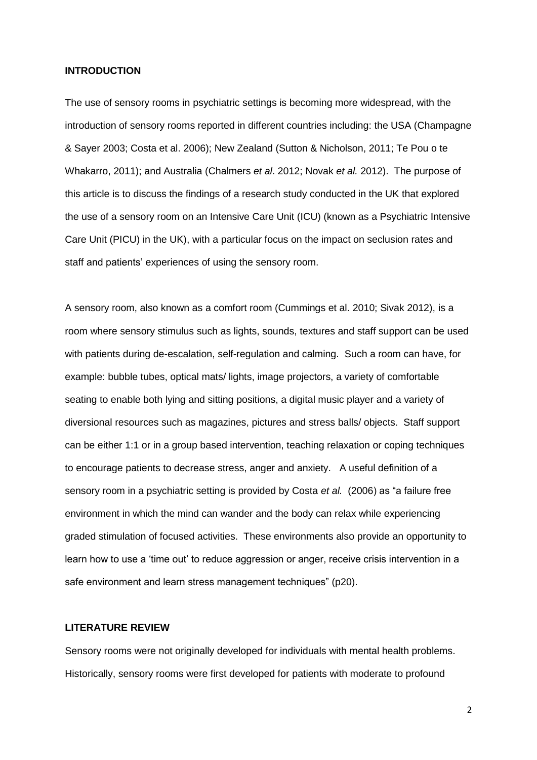## INTRODUCTION

The use of sensory rooms in psychiatric settings is becoming more widespread, with the introduction of sensory rooms reported in different countries including: the USA (Champagne & Sayer 2003; Costa et al. 2006); New Zealand (Sutton & Nicholson, 2011; Te Pou o te Whakarro, 2011); and Australia (Chalmers *et al*. 2012; Novak *et al.* 2012). The purpose of this article is to discuss the findings of a research study conducted in the UK that explored the use of a sensory room on an Intensive Care Unit (ICU) (known as a Psychiatric Intensive Care Unit (PICU) in the UK), with a particular focus on the impact on seclusion rates and staff and patients' experiences of using the sensory room.

A sensory room, also known as a comfort room (Cummings et al. 2010; Sivak 2012), is a room where sensory stimulus such as lights, sounds, textures and staff support can be used with patients during de-escalation, self-regulation and calming. Such a room can have, for example: bubble tubes, optical mats/ lights, image projectors, a variety of comfortable seating to enable both lying and sitting positions, a digital music player and a variety of diversional resources such as magazines, pictures and stress balls/ objects. Staff support can be either 1:1 or in a group based intervention, teaching relaxation or coping techniques to encourage patients to decrease stress, anger and anxiety. A useful definition of a sensory room in a psychiatric setting is provided by Costa *et al.* (2006) as "a failure free environment in which the mind can wander and the body can relax while experiencing graded stimulation of focused activities. These environments also provide an opportunity to learn how to use a 'time out' to reduce aggression or anger, receive crisis intervention in a safe environment and learn stress management techniques" (p20).

## LITERATURE REVIEW

Sensory rooms were not originally developed for individuals with mental health problems. Historically, sensory rooms were first developed for patients with moderate to profound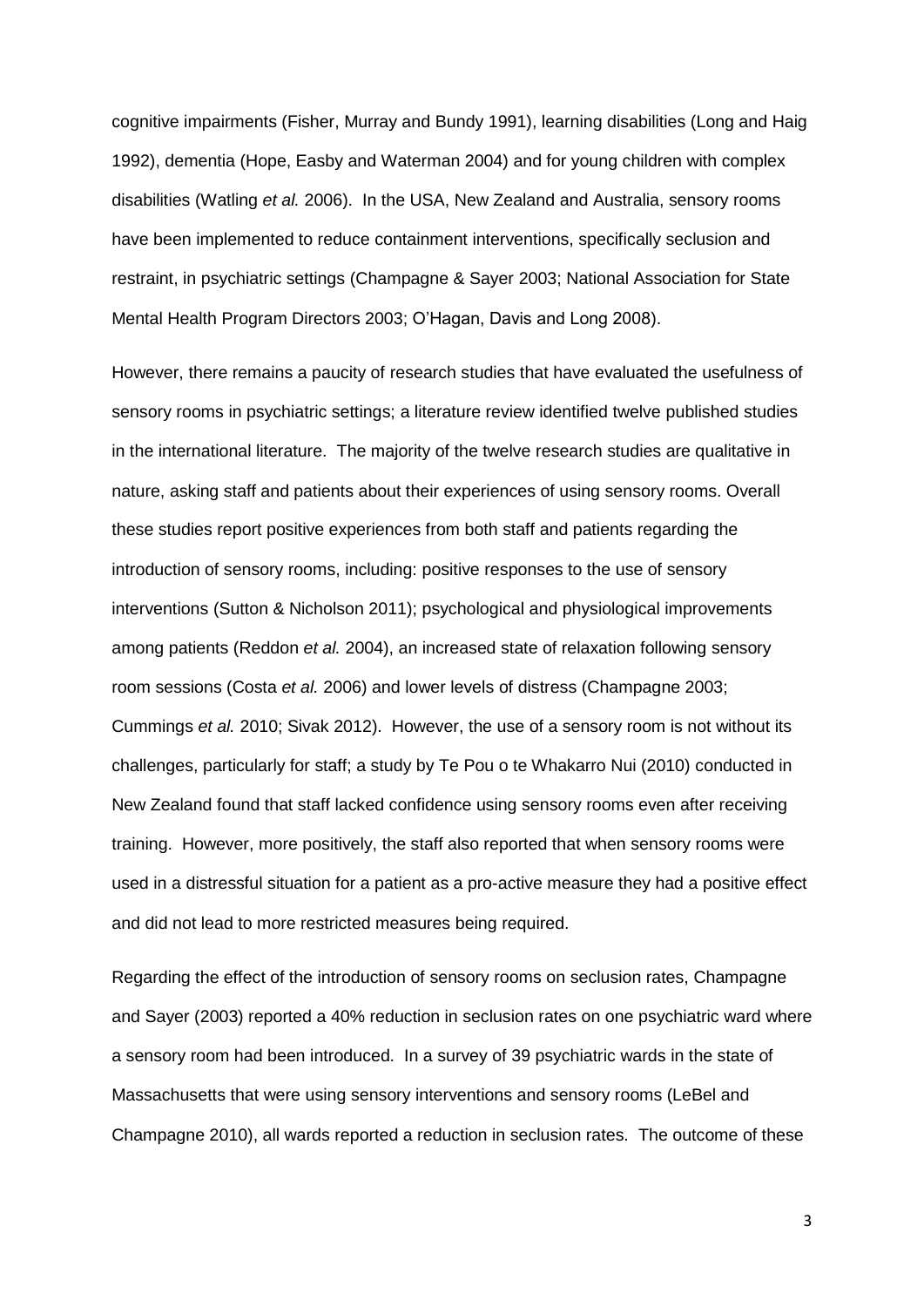cognitive impairments (Fisher, Murray and Bundy 1991), learning disabilities (Long and Haig 1992), dementia (Hope, Easby and Waterman 2004) and for young children with complex disabilities (Watling *et al.* 2006). In the USA, New Zealand and Australia, sensory rooms have been implemented to reduce containment interventions, specifically seclusion and restraint, in psychiatric settings (Champagne & Sayer 2003; National Association for State Mental Health Program Directors 2003; O'Hagan, Davis and Long 2008).

However, there remains a paucity of research studies that have evaluated the usefulness of sensory rooms in psychiatric settings; a literature review identified twelve published studies in the international literature. The majority of the twelve research studies are qualitative in nature, asking staff and patients about their experiences of using sensory rooms. Overall these studies report positive experiences from both staff and patients regarding the introduction of sensory rooms, including: positive responses to the use of sensory interventions (Sutton & Nicholson 2011); psychological and physiological improvements among patients (Reddon *et al.* 2004), an increased state of relaxation following sensory room sessions (Costa *et al.* 2006) and lower levels of distress (Champagne 2003; Cummings *et al.* 2010; Sivak 2012). However, the use of a sensory room is not without its challenges, particularly for staff; a study by Te Pou o te Whakarro Nui (2010) conducted in New Zealand found that staff lacked confidence using sensory rooms even after receiving training. However, more positively, the staff also reported that when sensory rooms were used in a distressful situation for a patient as a pro-active measure they had a positive effect and did not lead to more restricted measures being required.

Regarding the effect of the introduction of sensory rooms on seclusion rates, Champagne and Sayer (2003) reported a 40% reduction in seclusion rates on one psychiatric ward where a sensory room had been introduced. In a survey of 39 psychiatric wards in the state of Massachusetts that were using sensory interventions and sensory rooms (LeBel and Champagne 2010), all wards reported a reduction in seclusion rates. The outcome of these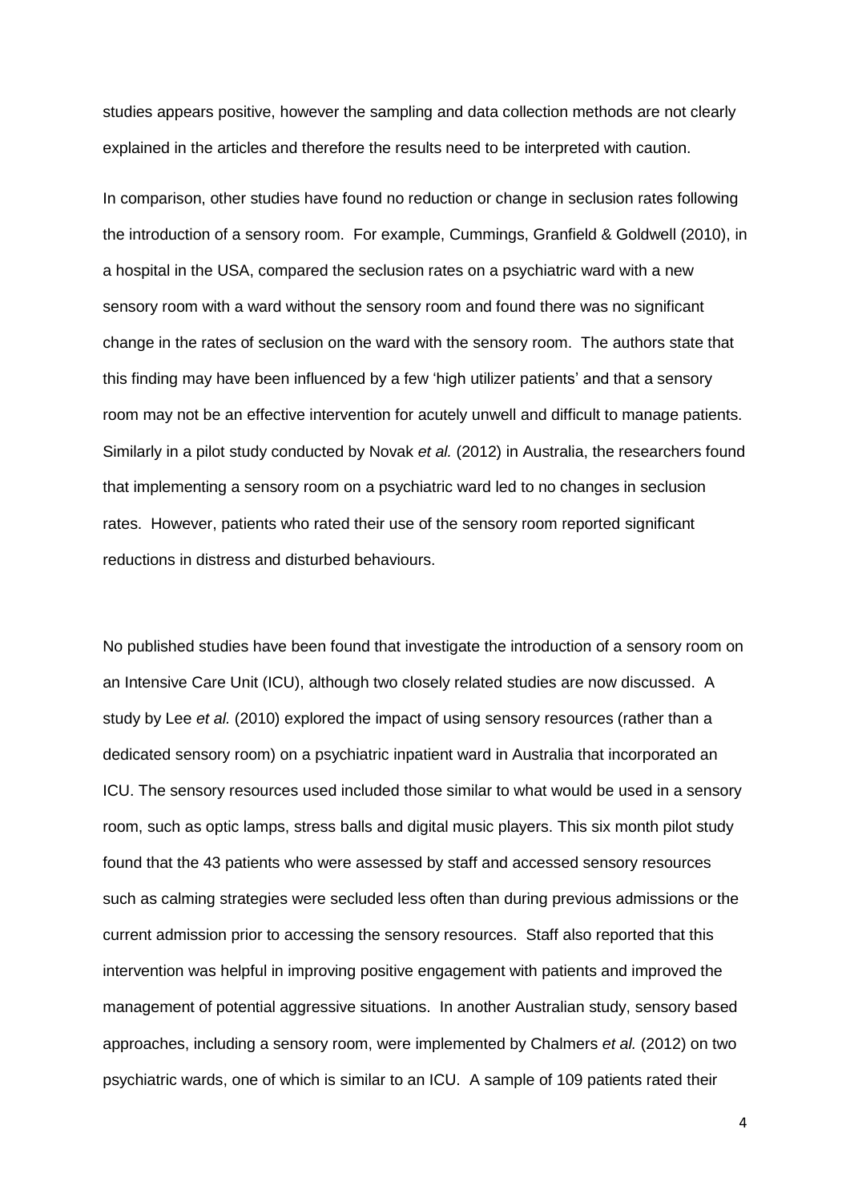studies appears positive, however the sampling and data collection methods are not clearly explained in the articles and therefore the results need to be interpreted with caution.

In comparison, other studies have found no reduction or change in seclusion rates following the introduction of a sensory room. For example, Cummings, Granfield & Goldwell (2010), in a hospital in the USA, compared the seclusion rates on a psychiatric ward with a new sensory room with a ward without the sensory room and found there was no significant change in the rates of seclusion on the ward with the sensory room. The authors state that this finding may have been influenced by a few 'high utilizer patients' and that a sensory room may not be an effective intervention for acutely unwell and difficult to manage patients. Similarly in a pilot study conducted by Novak *et al.* (2012) in Australia, the researchers found that implementing a sensory room on a psychiatric ward led to no changes in seclusion rates. However, patients who rated their use of the sensory room reported significant reductions in distress and disturbed behaviours.

No published studies have been found that investigate the introduction of a sensory room on an Intensive Care Unit (ICU), although two closely related studies are now discussed. A study by Lee *et al.* (2010) explored the impact of using sensory resources (rather than a dedicated sensory room) on a psychiatric inpatient ward in Australia that incorporated an ICU. The sensory resources used included those similar to what would be used in a sensory room, such as optic lamps, stress balls and digital music players. This six month pilot study found that the 43 patients who were assessed by staff and accessed sensory resources such as calming strategies were secluded less often than during previous admissions or the current admission prior to accessing the sensory resources. Staff also reported that this intervention was helpful in improving positive engagement with patients and improved the management of potential aggressive situations. In another Australian study, sensory based approaches, including a sensory room, were implemented by Chalmers *et al.* (2012) on two psychiatric wards, one of which is similar to an ICU. A sample of 109 patients rated their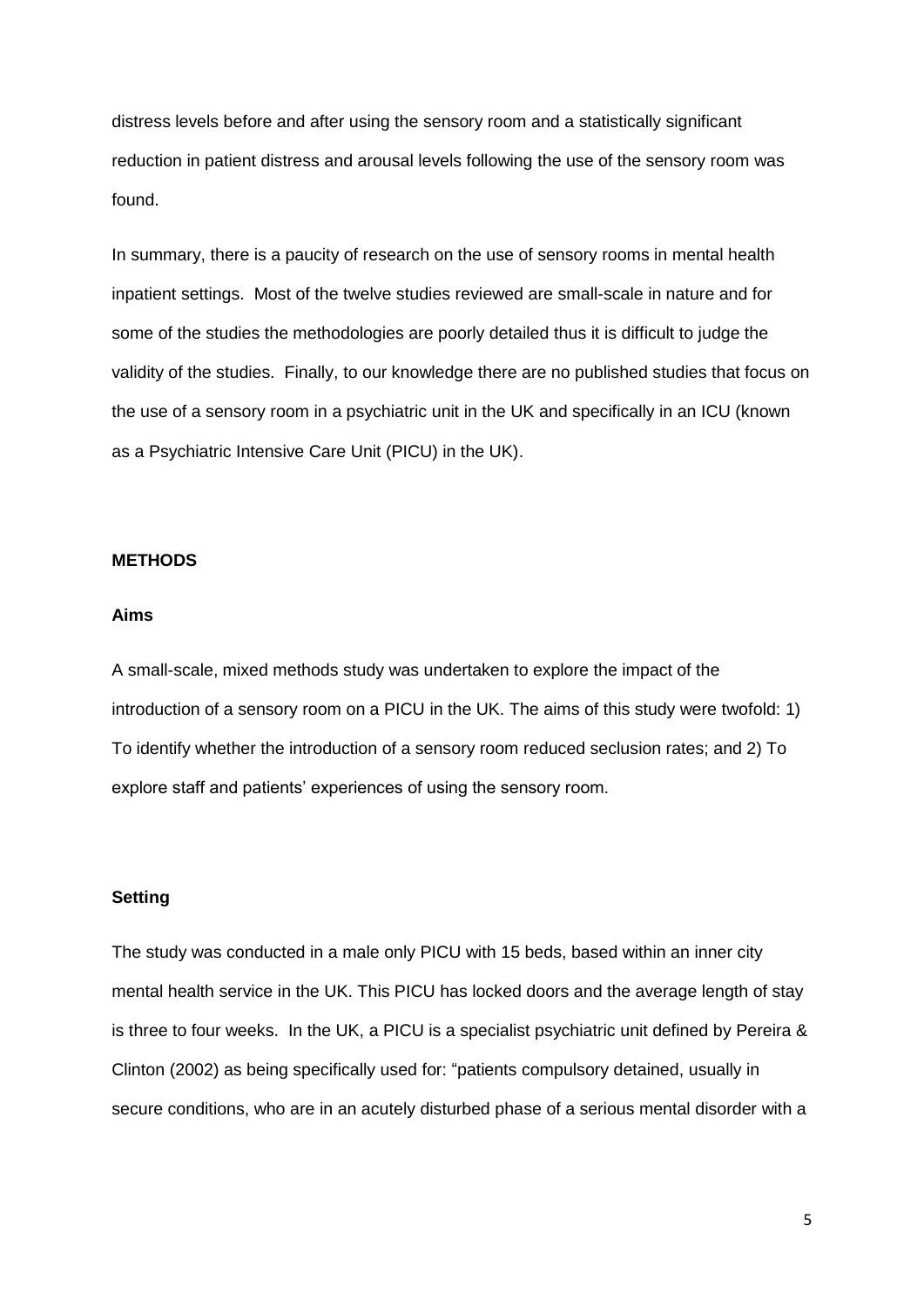distress levels before and after using the sensory room and a statistically significant reduction in patient distress and arousal levels following the use of the sensory room was found.

In summary, there is a paucity of research on the use of sensory rooms in mental health inpatient settings. Most of the twelve studies reviewed are small-scale in nature and for some of the studies the methodologies are poorly detailed thus it is difficult to judge the validity of the studies. Finally, to our knowledge there are no published studies that focus on the use of a sensory room in a psychiatric unit in the UK and specifically in an ICU (known as a Psychiatric Intensive Care Unit (PICU) in the UK).

## METHODS

### Aims

A small-scale, mixed methods study was undertaken to explore the impact of the introduction of a sensory room on a PICU in the UK. The aims of this study were twofold: 1) To identify whether the introduction of a sensory room reduced seclusion rates; and 2) To explore staff and patients' experiences of using the sensory room.

### Setting

The study was conducted in a male only PICU with 15 beds, based within an inner city mental health service in the UK. This PICU has locked doors and the average length of stay is three to four weeks. In the UK, a PICU is a specialist psychiatric unit defined by Pereira & Clinton (2002) as being specifically used for: "patients compulsory detained, usually in secure conditions, who are in an acutely disturbed phase of a serious mental disorder with a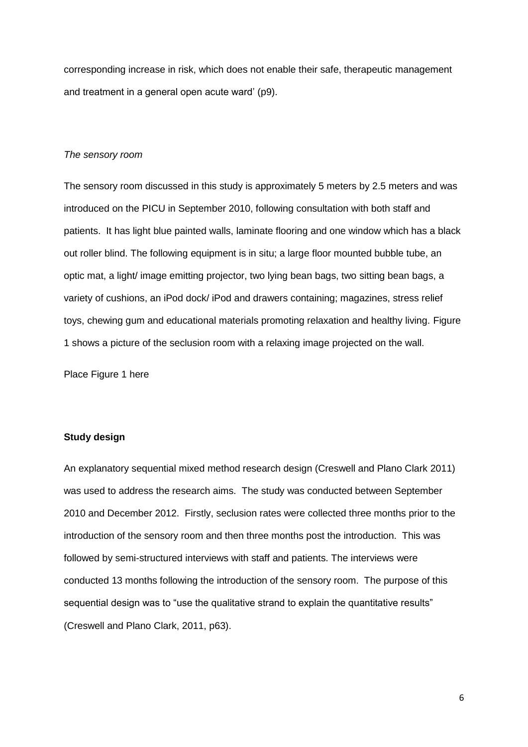corresponding increase in risk, which does not enable their safe, therapeutic management and treatment in a general open acute ward' (p9).

*The sensory room*

The sensory room discussed in this study is approximately 5 meters by 2.5 meters and was introduced on the PICU in September 2010, following consultation with both staff and patients. It has light blue painted walls, laminate flooring and one window which has a black out roller blind. The following equipment is in situ; a large floor mounted bubble tube, an optic mat, a light/ image emitting projector, two lying bean bags, two sitting bean bags, a variety of cushions, an iPod dock/ iPod and drawers containing; magazines, stress relief toys, chewing gum and educational materials promoting relaxation and healthy living. Figure 1 shows a picture of the seclusion room with a relaxing image projected on the wall.

Place Figure 1 here

**Study design**

An explanatory sequential mixed method research design (Creswell and Plano Clark 2011) was used to address the research aims. The study was conducted between September 2010 and December 2012. Firstly, seclusion rates were collected three months prior to the introduction of the sensory room and then three months post the introduction. This was followed by semi-structured interviews with staff and patients. The interviews were conducted 13 months following the introduction of the sensory room. The purpose of this sequential design was to "use the qualitative strand to explain the quantitative results" (Creswell and Plano Clark, 2011, p63).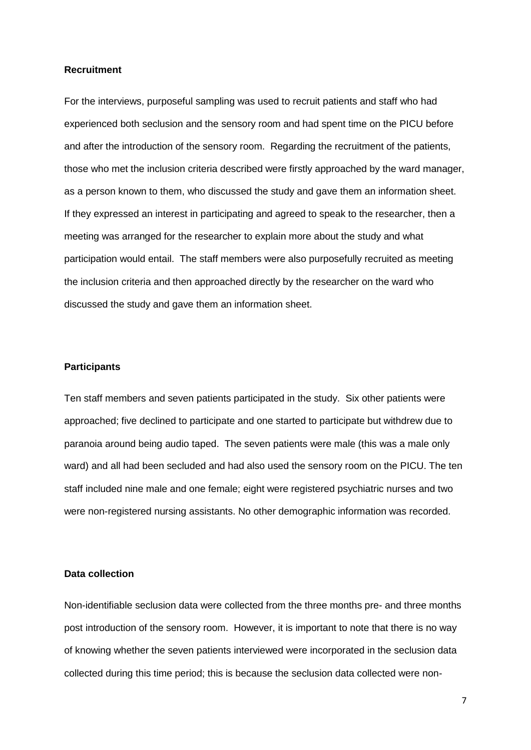**Recruitment**

For the interviews, purposeful sampling was used to recruit patients and staff who had experienced both seclusion and the sensory room and had spent time on the PICU before and after the introduction of the sensory room. Regarding the recruitment of the patients, those who met the inclusion criteria described were firstly approached by the ward manager, as a person known to them, who discussed the study and gave them an information sheet. If they expressed an interest in participating and agreed to speak to the researcher, then a meeting was arranged for the researcher to explain more about the study and what participation would entail. The staff members were also purposefully recruited as meeting the inclusion criteria and then approached directly by the researcher on the ward who discussed the study and gave them an information sheet.

**Participants**

Ten staff members and seven patients participated in the study. Six other patients were approached; five declined to participate and one started to participate but withdrew due to paranoia around being audio taped. The seven patients were male (this was a male only ward) and all had been secluded and had also used the sensory room on the PICU. The ten staff included nine male and one female; eight were registered psychiatric nurses and two were non-registered nursing assistants. No other demographic information was recorded.

**Data collection**

Non-identifiable seclusion data were collected from the three months pre- and three months post introduction of the sensory room. However, it is important to note that there is no way of knowing whether the seven patients interviewed were incorporated in the seclusion data collected during this time period; this is because the seclusion data collected were non-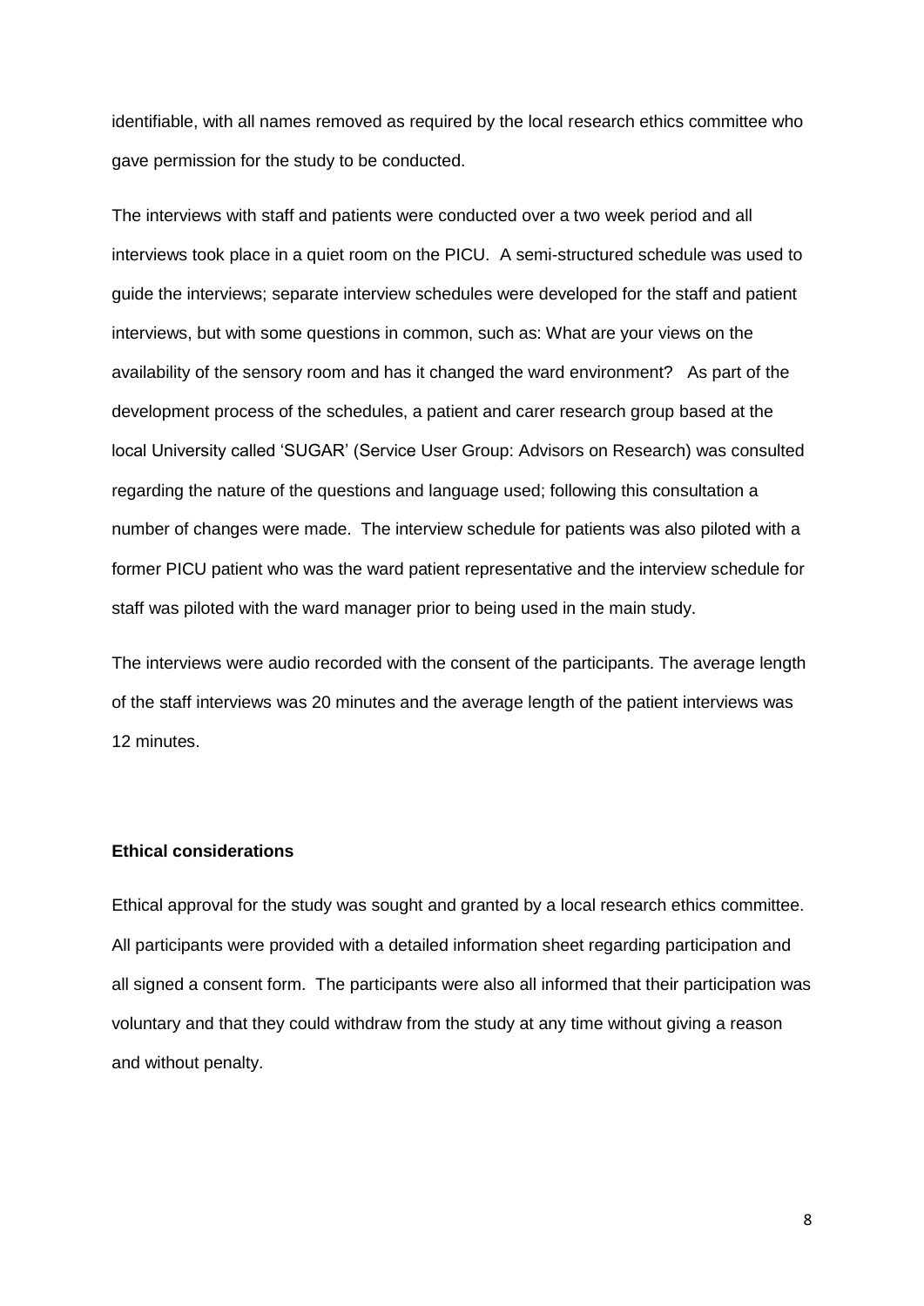identifiable, with all names removed as required by the local research ethics committee who gave permission for the study to be conducted.

The interviews with staff and patients were conducted over a two week period and all interviews took place in a quiet room on the PICU. A semi-structured schedule was used to guide the interviews; separate interview schedules were developed for the staff and patient interviews, but with some questions in common, such as: What are your views on the availability of the sensory room and has it changed the ward environment? As part of the development process of the schedules, a patient and carer research group based at the local University called 'SUGAR' (Service User Group: Advisors on Research) was consulted regarding the nature of the questions and language used; following this consultation a number of changes were made. The interview schedule for patients was also piloted with a former PICU patient who was the ward patient representative and the interview schedule for staff was piloted with the ward manager prior to being used in the main study.

The interviews were audio recorded with the consent of the participants. The average length of the staff interviews was 20 minutes and the average length of the patient interviews was 12 minutes.

**Ethical considerations**

Ethical approval for the study was sought and granted by a local research ethics committee. All participants were provided with a detailed information sheet regarding participation and all signed a consent form. The participants were also all informed that their participation was voluntary and that they could withdraw from the study at any time without giving a reason and without penalty.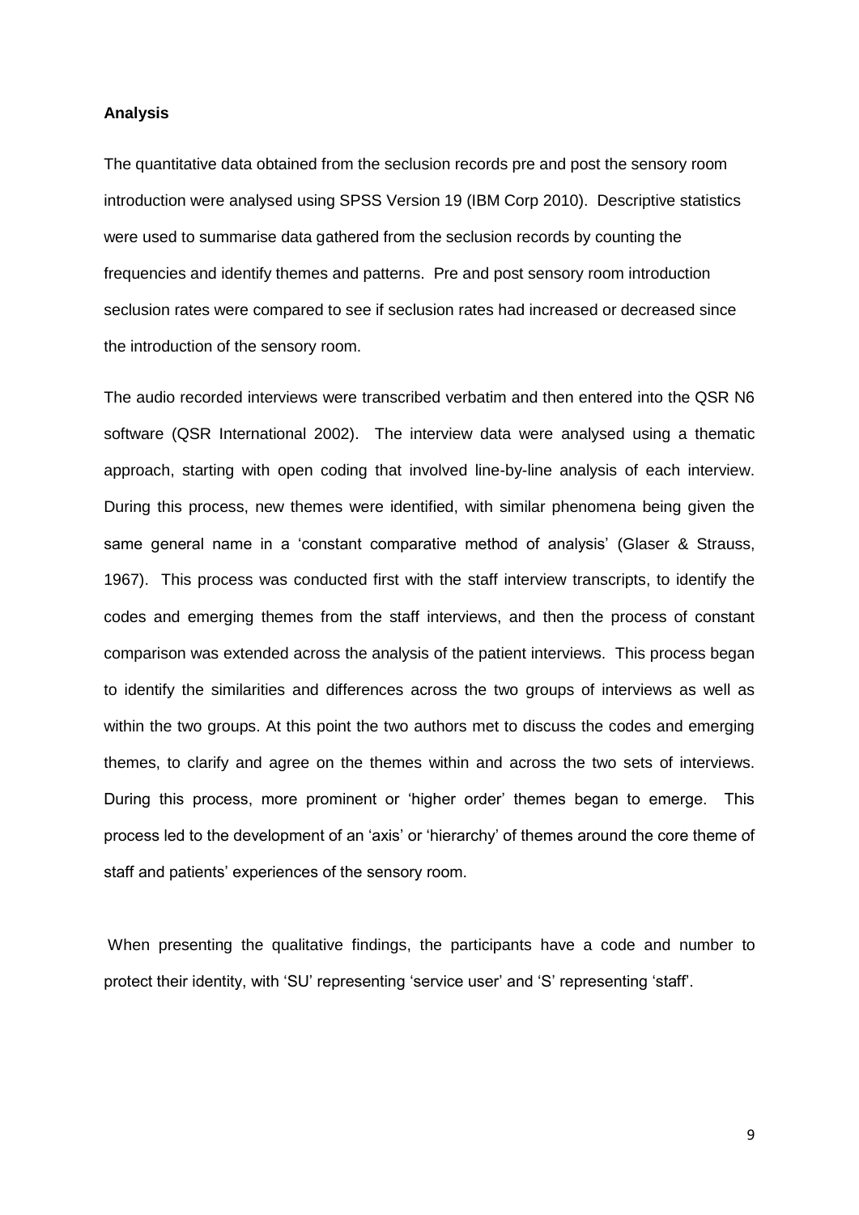**Analysis**

The quantitative data obtained from the seclusion records pre and post the sensory room introduction were analysed using SPSS Version 19 (IBM Corp 2010). Descriptive statistics were used to summarise data gathered from the seclusion records by counting the frequencies and identify themes and patterns. Pre and post sensory room introduction seclusion rates were compared to see if seclusion rates had increased or decreased since the introduction of the sensory room.

The audio recorded interviews were transcribed verbatim and then entered into the QSR N6 software (QSR International 2002). The interview data were analysed using a thematic approach, starting with open coding that involved line-by-line analysis of each interview. During this process, new themes were identified, with similar phenomena being given the same general name in a 'constant comparative method of analysis' (Glaser & Strauss, 1967). This process was conducted first with the staff interview transcripts, to identify the codes and emerging themes from the staff interviews, and then the process of constant comparison was extended across the analysis of the patient interviews. This process began to identify the similarities and differences across the two groups of interviews as well as within the two groups. At this point the two authors met to discuss the codes and emerging themes, to clarify and agree on the themes within and across the two sets of interviews. During this process, more prominent or 'higher order' themes began to emerge. This process led to the development of an 'axis' or 'hierarchy' of themes around the core theme of staff and patients' experiences of the sensory room.

When presenting the qualitative findings, the participants have a code and number to protect their identity, with 'SU' representing 'service user' and 'S' representing 'staff'.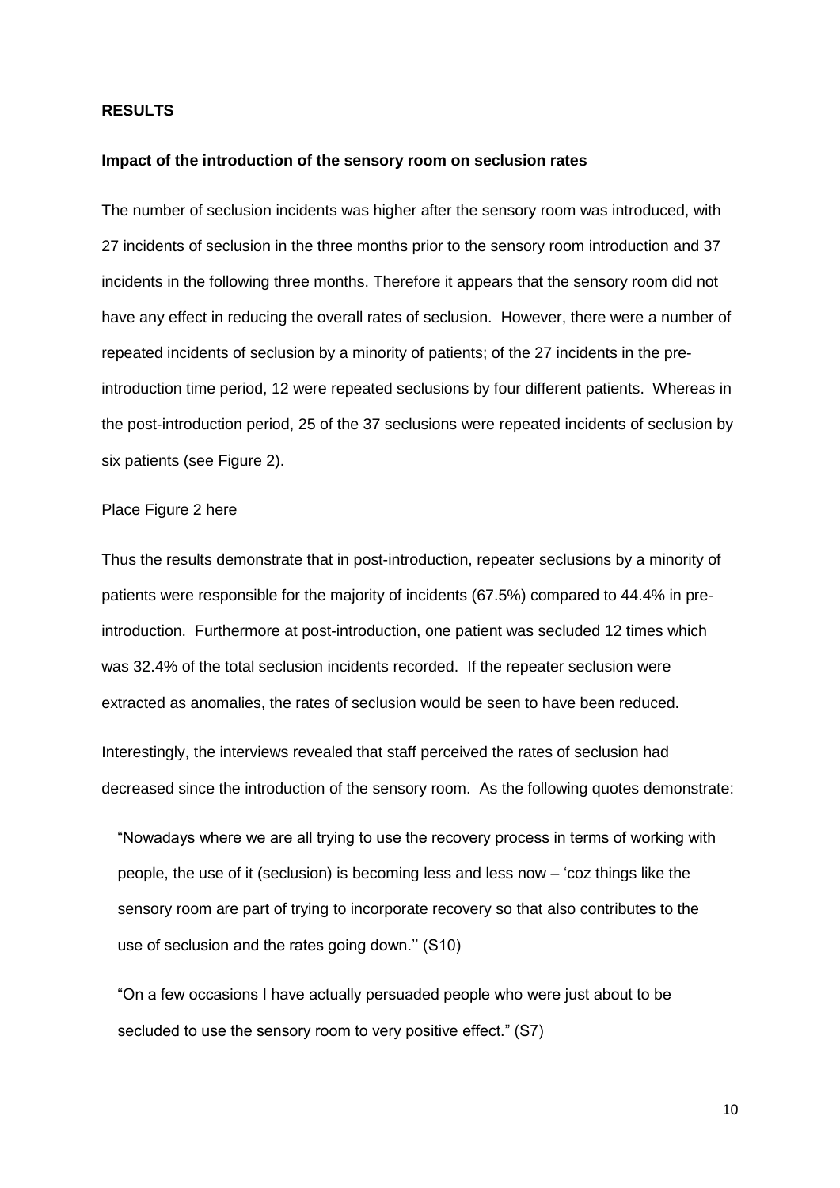## RESULTS

### Impact of the introduction of the sensory room on seclusion rates

The number of seclusion incidents was higher after the sensory room was introduced, with 27 incidents of seclusion in the three months prior to the sensory room introduction and 37 incidents in the following three months. Therefore it appears that the sensory room did not have any effect in reducing the overall rates of seclusion. However, there were a number of repeated incidents of seclusion by a minority of patients; of the 27 incidents in the pre-introduction time period, 12 were repeated seclusions by four different patients. Whereas in the post-introduction period, 25 of the 37 seclusions were repeated incidents of seclusion by six patients (see Figure 2).

Place Figure 2 here

Thus the results demonstrate that in post-introduction, repeater seclusions by a minority of patients were responsible for the majority of incidents (67.5%) compared to 44.4% in pre-introduction. Furthermore at post-introduction, one patient was secluded 12 times which was 32.4% of the total seclusion incidents recorded. If the repeater seclusion were extracted as anomalies, the rates of seclusion would be seen to have been reduced.

Interestingly, the interviews revealed that staff perceived the rates of seclusion had decreased since the introduction of the sensory room. As the following quotes demonstrate:

> "Nowadays where we are all trying to use the recovery process in terms of working with people, the use of it (seclusion) is becoming less and less now – 'coz things like the sensory room are part of trying to incorporate recovery so that also contributes to the use of seclusion and the rates going down.'' (S10)

> "On a few occasions I have actually persuaded people who were just about to be secluded to use the sensory room to very positive effect." (S7)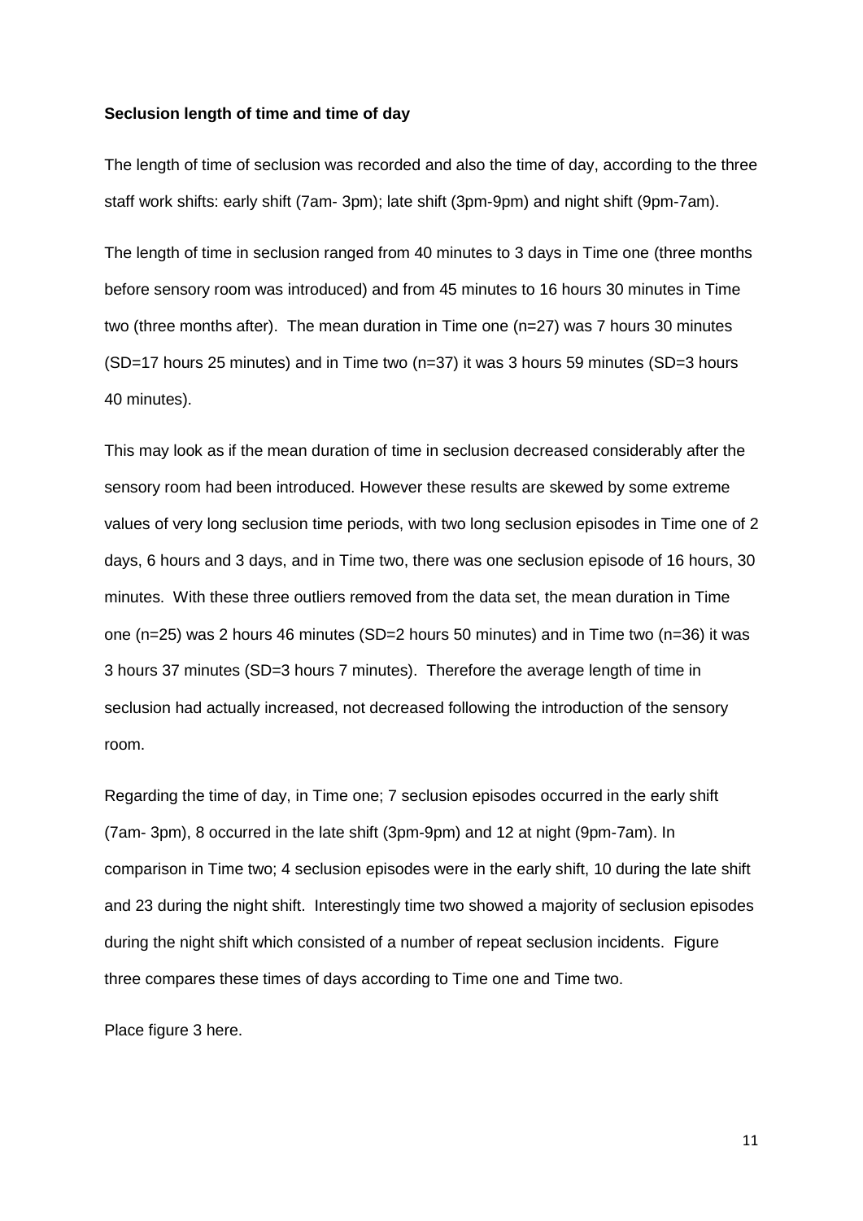**Seclusion length of time and time of day**

The length of time of seclusion was recorded and also the time of day, according to the three staff work shifts: early shift (7am- 3pm); late shift (3pm-9pm) and night shift (9pm-7am).

The length of time in seclusion ranged from 40 minutes to 3 days in Time one (three months before sensory room was introduced) and from 45 minutes to 16 hours 30 minutes in Time two (three months after). The mean duration in Time one (n=27) was 7 hours 30 minutes (SD=17 hours 25 minutes) and in Time two (n=37) it was 3 hours 59 minutes (SD=3 hours 40 minutes).

This may look as if the mean duration of time in seclusion decreased considerably after the sensory room had been introduced. However these results are skewed by some extreme values of very long seclusion time periods, with two long seclusion episodes in Time one of 2 days, 6 hours and 3 days, and in Time two, there was one seclusion episode of 16 hours, 30 minutes. With these three outliers removed from the data set, the mean duration in Time one (n=25) was 2 hours 46 minutes (SD=2 hours 50 minutes) and in Time two (n=36) it was 3 hours 37 minutes (SD=3 hours 7 minutes). Therefore the average length of time in seclusion had actually increased, not decreased following the introduction of the sensory room.

Regarding the time of day, in Time one; 7 seclusion episodes occurred in the early shift (7am- 3pm), 8 occurred in the late shift (3pm-9pm) and 12 at night (9pm-7am). In comparison in Time two; 4 seclusion episodes were in the early shift, 10 during the late shift and 23 during the night shift. Interestingly time two showed a majority of seclusion episodes during the night shift which consisted of a number of repeat seclusion incidents. Figure three compares these times of days according to Time one and Time two.

Place figure 3 here.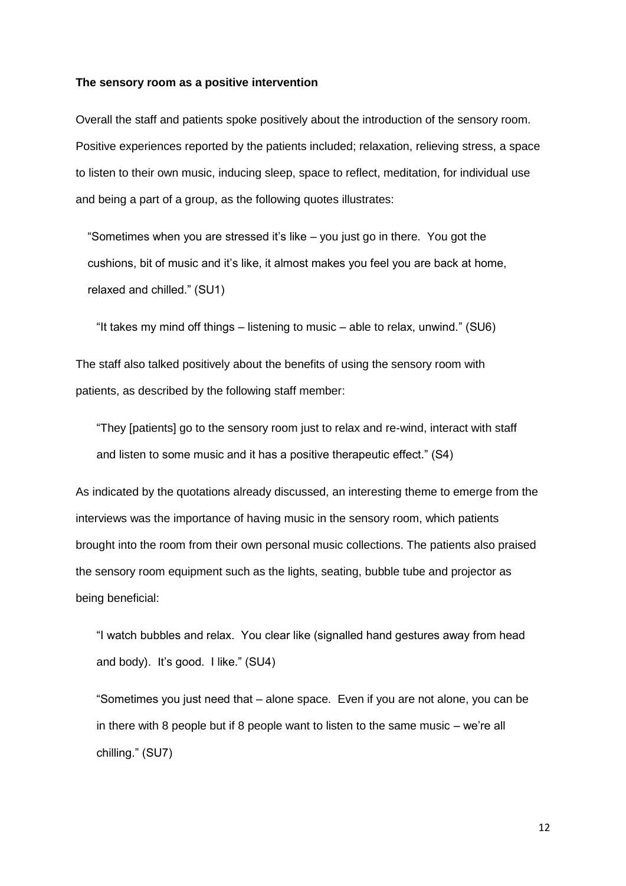**The sensory room as a positive intervention**

Overall the staff and patients spoke positively about the introduction of the sensory room. Positive experiences reported by the patients included; relaxation, relieving stress, a space to listen to their own music, inducing sleep, space to reflect, meditation, for individual use and being a part of a group, as the following quotes illustrates:

> "Sometimes when you are stressed it's like – you just go in there. You got the cushions, bit of music and it's like, it almost makes you feel you are back at home, relaxed and chilled." (SU1)

> "It takes my mind off things – listening to music – able to relax, unwind." (SU6)

The staff also talked positively about the benefits of using the sensory room with patients, as described by the following staff member:

> "They [patients] go to the sensory room just to relax and re-wind, interact with staff and listen to some music and it has a positive therapeutic effect." (S4)

As indicated by the quotations already discussed, an interesting theme to emerge from the interviews was the importance of having music in the sensory room, which patients brought into the room from their own personal music collections. The patients also praised the sensory room equipment such as the lights, seating, bubble tube and projector as being beneficial:

> "I watch bubbles and relax. You clear like (signalled hand gestures away from head and body). It's good. I like." (SU4)

> "Sometimes you just need that – alone space. Even if you are not alone, you can be in there with 8 people but if 8 people want to listen to the same music – we're all chilling." (SU7)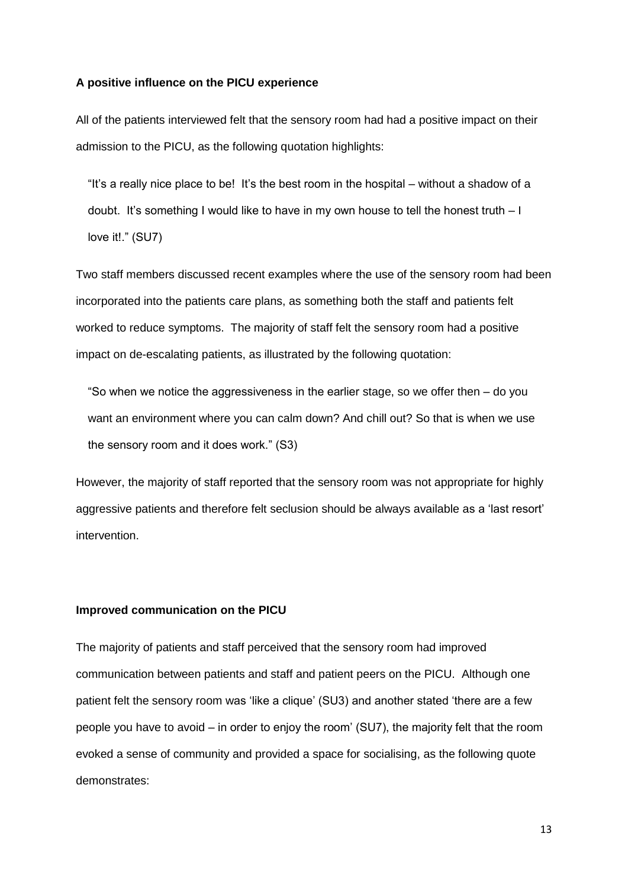**A positive influence on the PICU experience**

All of the patients interviewed felt that the sensory room had had a positive impact on their admission to the PICU, as the following quotation highlights:

> "It's a really nice place to be! It's the best room in the hospital – without a shadow of a doubt. It's something I would like to have in my own house to tell the honest truth – I love it!." (SU7)

Two staff members discussed recent examples where the use of the sensory room had been incorporated into the patients care plans, as something both the staff and patients felt worked to reduce symptoms. The majority of staff felt the sensory room had a positive impact on de-escalating patients, as illustrated by the following quotation:

> "So when we notice the aggressiveness in the earlier stage, so we offer then – do you want an environment where you can calm down? And chill out? So that is when we use the sensory room and it does work." (S3)

However, the majority of staff reported that the sensory room was not appropriate for highly aggressive patients and therefore felt seclusion should be always available as a 'last resort' intervention.

**Improved communication on the PICU**

The majority of patients and staff perceived that the sensory room had improved communication between patients and staff and patient peers on the PICU. Although one patient felt the sensory room was 'like a clique' (SU3) and another stated 'there are a few people you have to avoid – in order to enjoy the room' (SU7), the majority felt that the room evoked a sense of community and provided a space for socialising, as the following quote demonstrates: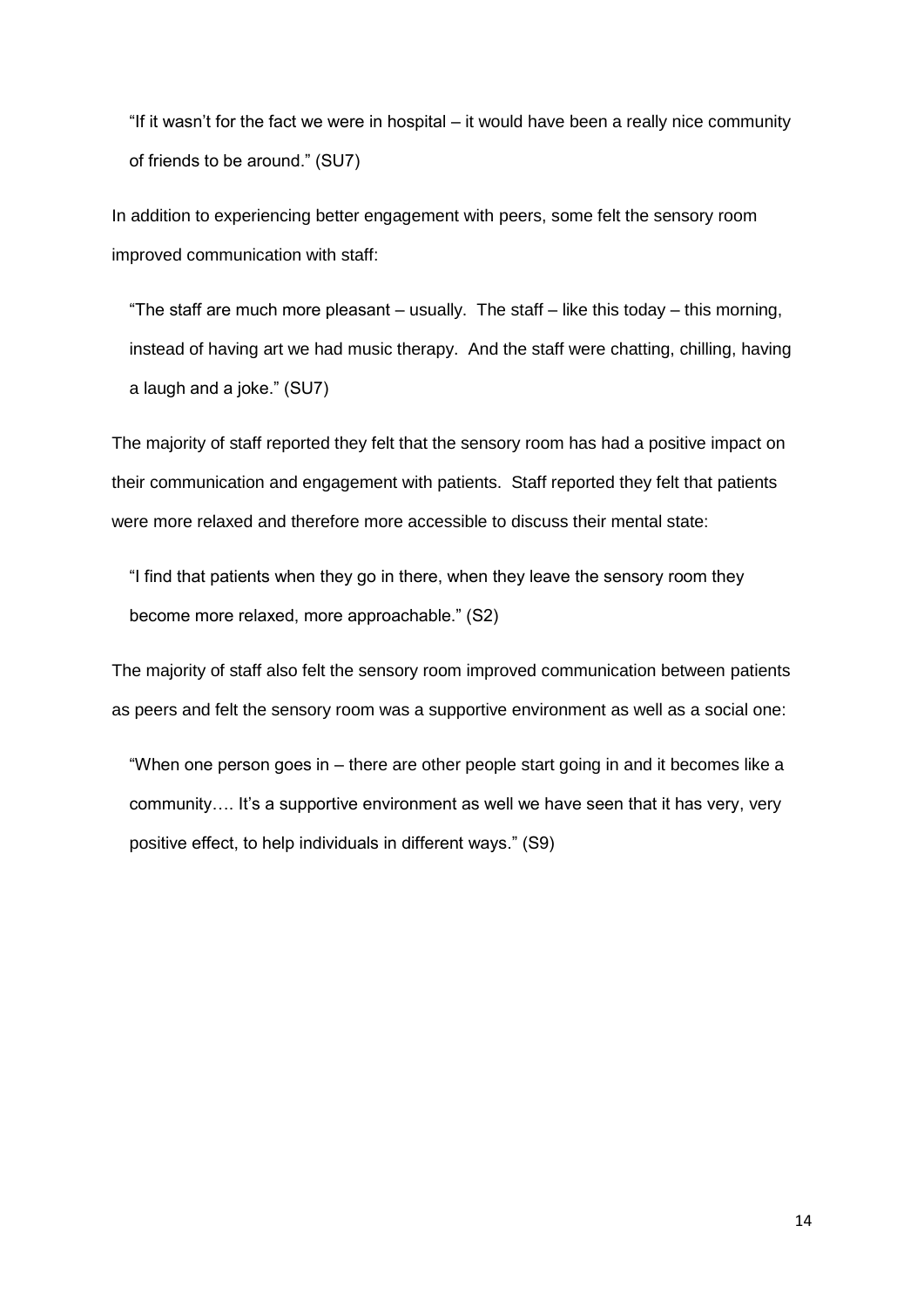> "If it wasn't for the fact we were in hospital – it would have been a really nice community of friends to be around." (SU7)

In addition to experiencing better engagement with peers, some felt the sensory room improved communication with staff:

> "The staff are much more pleasant – usually. The staff – like this today – this morning, instead of having art we had music therapy. And the staff were chatting, chilling, having a laugh and a joke." (SU7)

The majority of staff reported they felt that the sensory room has had a positive impact on their communication and engagement with patients. Staff reported they felt that patients were more relaxed and therefore more accessible to discuss their mental state:

> "I find that patients when they go in there, when they leave the sensory room they become more relaxed, more approachable." (S2)

The majority of staff also felt the sensory room improved communication between patients as peers and felt the sensory room was a supportive environment as well as a social one:

> "When one person goes in – there are other people start going in and it becomes like a community…. It's a supportive environment as well we have seen that it has very, very positive effect, to help individuals in different ways." (S9)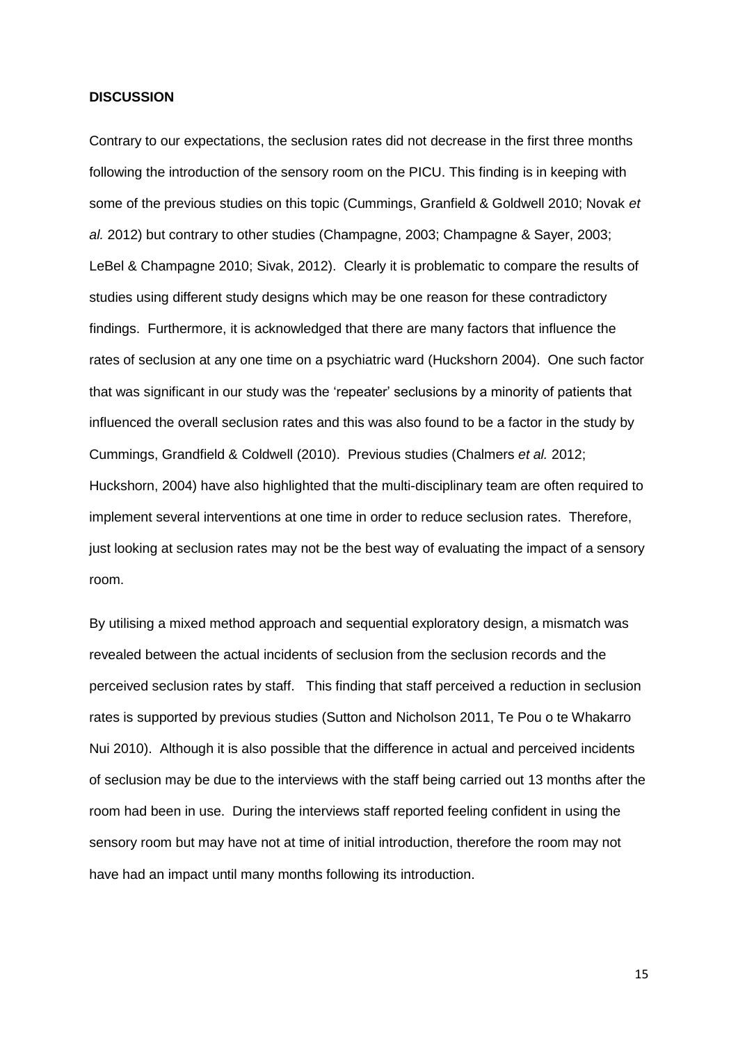## DISCUSSION

Contrary to our expectations, the seclusion rates did not decrease in the first three months following the introduction of the sensory room on the PICU. This finding is in keeping with some of the previous studies on this topic (Cummings, Granfield & Goldwell 2010; Novak *et al.* 2012) but contrary to other studies (Champagne, 2003; Champagne & Sayer, 2003; LeBel & Champagne 2010; Sivak, 2012). Clearly it is problematic to compare the results of studies using different study designs which may be one reason for these contradictory findings. Furthermore, it is acknowledged that there are many factors that influence the rates of seclusion at any one time on a psychiatric ward (Huckshorn 2004). One such factor that was significant in our study was the 'repeater' seclusions by a minority of patients that influenced the overall seclusion rates and this was also found to be a factor in the study by Cummings, Grandfield & Coldwell (2010). Previous studies (Chalmers *et al.* 2012; Huckshorn, 2004) have also highlighted that the multi-disciplinary team are often required to implement several interventions at one time in order to reduce seclusion rates. Therefore, just looking at seclusion rates may not be the best way of evaluating the impact of a sensory room.

By utilising a mixed method approach and sequential exploratory design, a mismatch was revealed between the actual incidents of seclusion from the seclusion records and the perceived seclusion rates by staff. This finding that staff perceived a reduction in seclusion rates is supported by previous studies (Sutton and Nicholson 2011, Te Pou o te Whakarro Nui 2010). Although it is also possible that the difference in actual and perceived incidents of seclusion may be due to the interviews with the staff being carried out 13 months after the room had been in use. During the interviews staff reported feeling confident in using the sensory room but may have not at time of initial introduction, therefore the room may not have had an impact until many months following its introduction.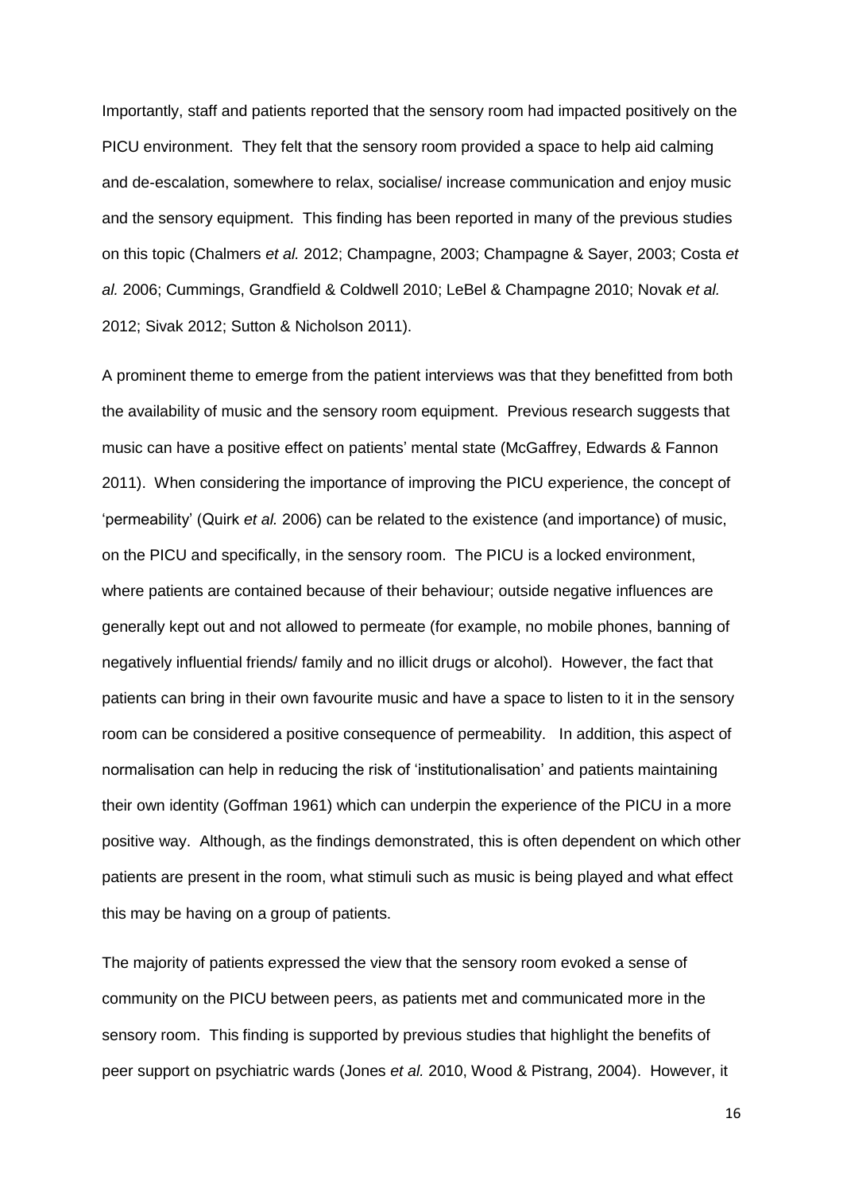Importantly, staff and patients reported that the sensory room had impacted positively on the PICU environment. They felt that the sensory room provided a space to help aid calming and de-escalation, somewhere to relax, socialise/ increase communication and enjoy music and the sensory equipment. This finding has been reported in many of the previous studies on this topic (Chalmers *et al.* 2012; Champagne, 2003; Champagne & Sayer, 2003; Costa *et al.* 2006; Cummings, Grandfield & Coldwell 2010; LeBel & Champagne 2010; Novak *et al.* 2012; Sivak 2012; Sutton & Nicholson 2011).

A prominent theme to emerge from the patient interviews was that they benefitted from both the availability of music and the sensory room equipment. Previous research suggests that music can have a positive effect on patients' mental state (McGaffrey, Edwards & Fannon 2011). When considering the importance of improving the PICU experience, the concept of 'permeability' (Quirk *et al.* 2006) can be related to the existence (and importance) of music, on the PICU and specifically, in the sensory room. The PICU is a locked environment, where patients are contained because of their behaviour; outside negative influences are generally kept out and not allowed to permeate (for example, no mobile phones, banning of negatively influential friends/ family and no illicit drugs or alcohol). However, the fact that patients can bring in their own favourite music and have a space to listen to it in the sensory room can be considered a positive consequence of permeability. In addition, this aspect of normalisation can help in reducing the risk of 'institutionalisation' and patients maintaining their own identity (Goffman 1961) which can underpin the experience of the PICU in a more positive way. Although, as the findings demonstrated, this is often dependent on which other patients are present in the room, what stimuli such as music is being played and what effect this may be having on a group of patients.

The majority of patients expressed the view that the sensory room evoked a sense of community on the PICU between peers, as patients met and communicated more in the sensory room. This finding is supported by previous studies that highlight the benefits of peer support on psychiatric wards (Jones *et al.* 2010, Wood & Pistrang, 2004). However, it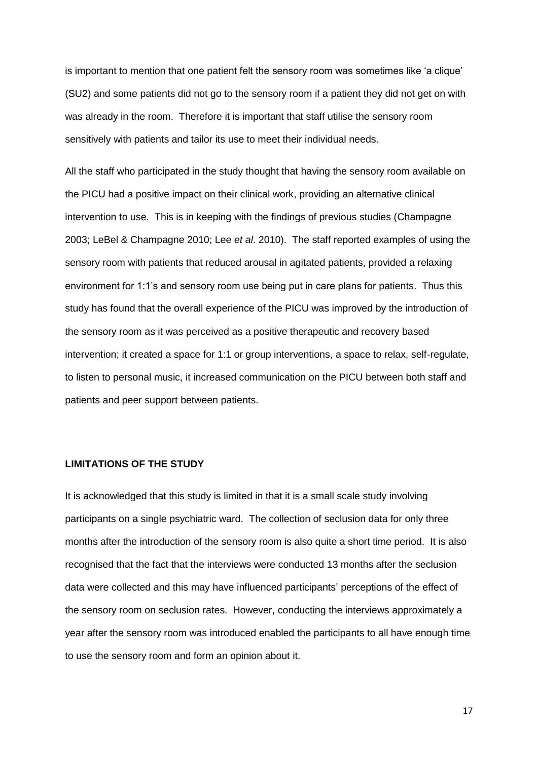is important to mention that one patient felt the sensory room was sometimes like 'a clique' (SU2) and some patients did not go to the sensory room if a patient they did not get on with was already in the room. Therefore it is important that staff utilise the sensory room sensitively with patients and tailor its use to meet their individual needs.

All the staff who participated in the study thought that having the sensory room available on the PICU had a positive impact on their clinical work, providing an alternative clinical intervention to use. This is in keeping with the findings of previous studies (Champagne 2003; LeBel & Champagne 2010; Lee *et al*. 2010). The staff reported examples of using the sensory room with patients that reduced arousal in agitated patients, provided a relaxing environment for 1:1's and sensory room use being put in care plans for patients. Thus this study has found that the overall experience of the PICU was improved by the introduction of the sensory room as it was perceived as a positive therapeutic and recovery based intervention; it created a space for 1:1 or group interventions, a space to relax, self-regulate, to listen to personal music, it increased communication on the PICU between both staff and patients and peer support between patients.

## LIMITATIONS OF THE STUDY

It is acknowledged that this study is limited in that it is a small scale study involving participants on a single psychiatric ward. The collection of seclusion data for only three months after the introduction of the sensory room is also quite a short time period. It is also recognised that the fact that the interviews were conducted 13 months after the seclusion data were collected and this may have influenced participants' perceptions of the effect of the sensory room on seclusion rates. However, conducting the interviews approximately a year after the sensory room was introduced enabled the participants to all have enough time to use the sensory room and form an opinion about it.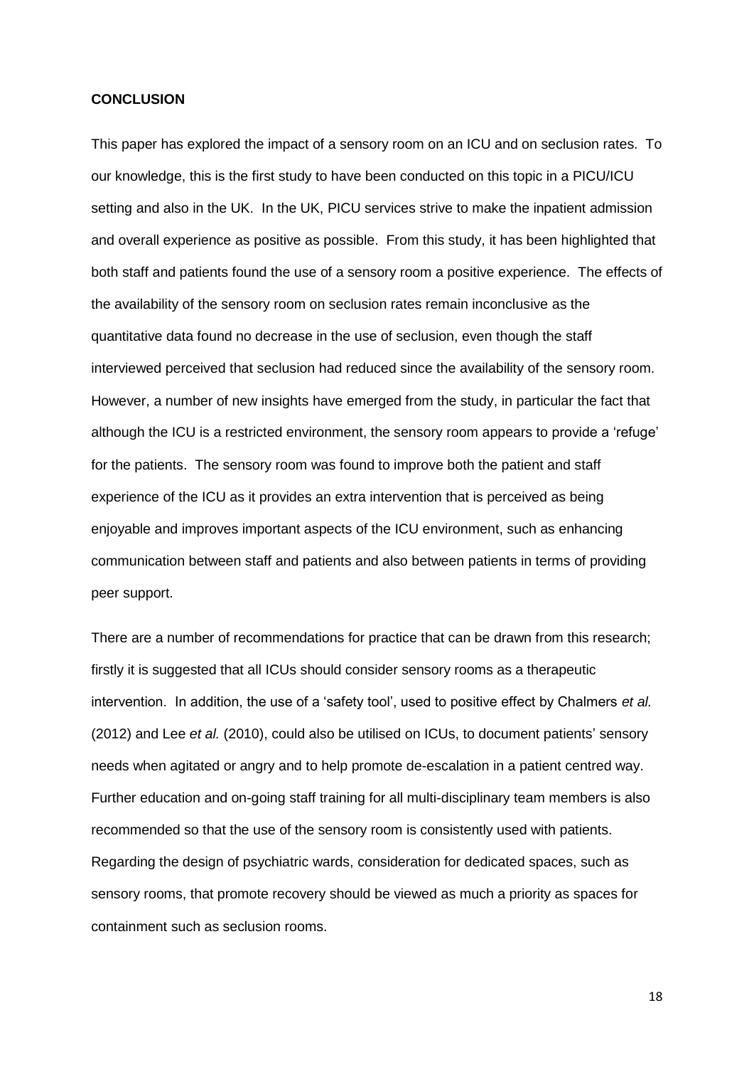**CONCLUSION**

This paper has explored the impact of a sensory room on an ICU and on seclusion rates. To our knowledge, this is the first study to have been conducted on this topic in a PICU/ICU setting and also in the UK. In the UK, PICU services strive to make the inpatient admission and overall experience as positive as possible. From this study, it has been highlighted that both staff and patients found the use of a sensory room a positive experience. The effects of the availability of the sensory room on seclusion rates remain inconclusive as the quantitative data found no decrease in the use of seclusion, even though the staff interviewed perceived that seclusion had reduced since the availability of the sensory room. However, a number of new insights have emerged from the study, in particular the fact that although the ICU is a restricted environment, the sensory room appears to provide a 'refuge' for the patients. The sensory room was found to improve both the patient and staff experience of the ICU as it provides an extra intervention that is perceived as being enjoyable and improves important aspects of the ICU environment, such as enhancing communication between staff and patients and also between patients in terms of providing peer support.

There are a number of recommendations for practice that can be drawn from this research; firstly it is suggested that all ICUs should consider sensory rooms as a therapeutic intervention. In addition, the use of a 'safety tool', used to positive effect by Chalmers *et al.* (2012) and Lee *et al.* (2010), could also be utilised on ICUs, to document patients' sensory needs when agitated or angry and to help promote de-escalation in a patient centred way. Further education and on-going staff training for all multi-disciplinary team members is also recommended so that the use of the sensory room is consistently used with patients. Regarding the design of psychiatric wards, consideration for dedicated spaces, such as sensory rooms, that promote recovery should be viewed as much a priority as spaces for containment such as seclusion rooms.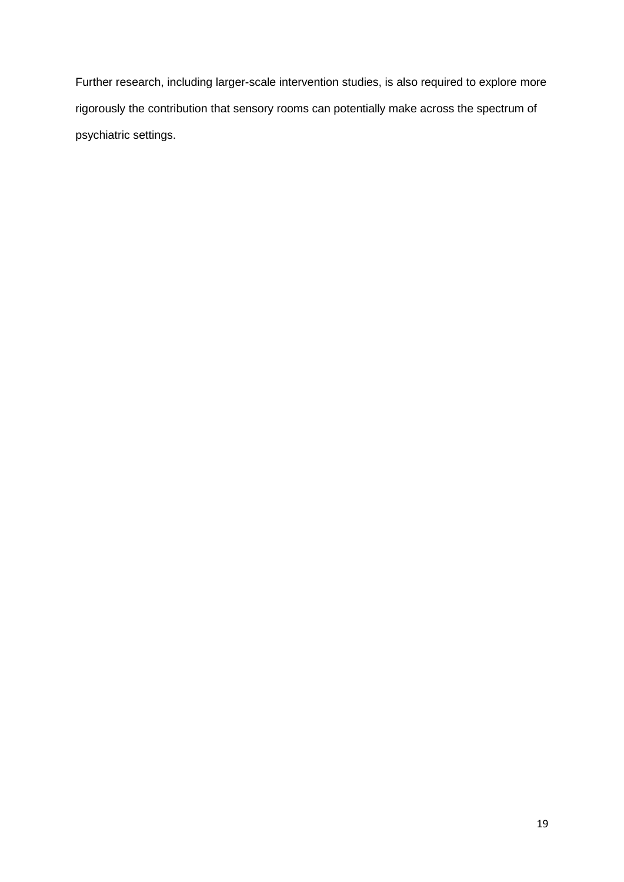Further research, including larger-scale intervention studies, is also required to explore more rigorously the contribution that sensory rooms can potentially make across the spectrum of psychiatric settings.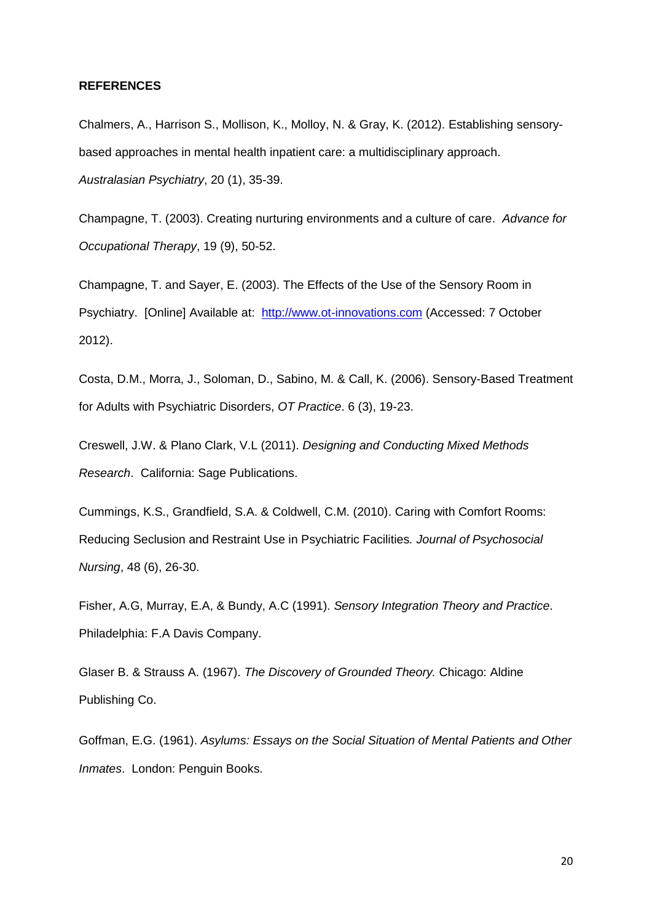**REFERENCES**

Chalmers, A., Harrison S., Mollison, K., Molloy, N. & Gray, K. (2012). Establishing sensory-based approaches in mental health inpatient care: a multidisciplinary approach. *Australasian Psychiatry*, 20 (1), 35-39.

Champagne, T. (2003). Creating nurturing environments and a culture of care. *Advance for Occupational Therapy*, 19 (9), 50-52.

Champagne, T. and Sayer, E. (2003). The Effects of the Use of the Sensory Room in Psychiatry. [Online] Available at: http://www.ot-innovations.com (Accessed: 7 October 2012).

Costa, D.M., Morra, J., Soloman, D., Sabino, M. & Call, K. (2006). Sensory-Based Treatment for Adults with Psychiatric Disorders, *OT Practice*. 6 (3), 19-23.

Creswell, J.W. & Plano Clark, V.L (2011). *Designing and Conducting Mixed Methods Research*. California: Sage Publications.

Cummings, K.S., Grandfield, S.A. & Coldwell, C.M. (2010). Caring with Comfort Rooms: Reducing Seclusion and Restraint Use in Psychiatric Facilities*. Journal of Psychosocial Nursing*, 48 (6), 26-30.

Fisher, A.G, Murray, E.A, & Bundy, A.C (1991). *Sensory Integration Theory and Practice*. Philadelphia: F.A Davis Company.

Glaser B. & Strauss A. (1967). *The Discovery of Grounded Theory.* Chicago: Aldine Publishing Co.

Goffman, E.G. (1961). *Asylums: Essays on the Social Situation of Mental Patients and Other Inmates*. London: Penguin Books.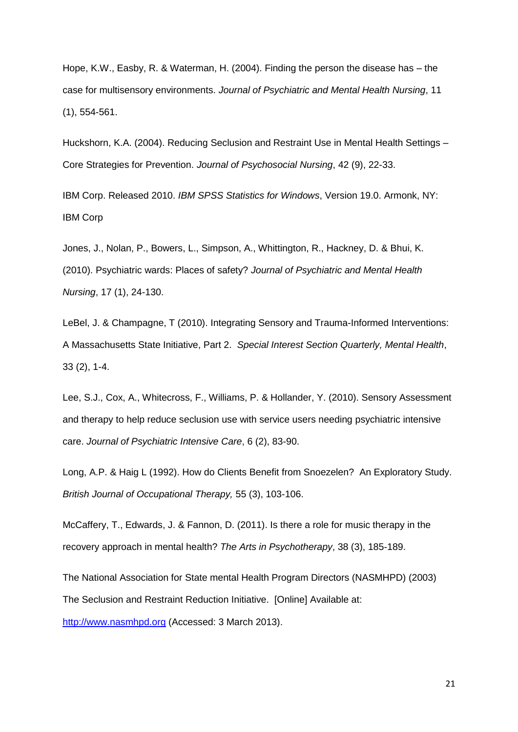Hope, K.W., Easby, R. & Waterman, H. (2004). Finding the person the disease has – the case for multisensory environments. *Journal of Psychiatric and Mental Health Nursing*, 11 (1), 554-561.

Huckshorn, K.A. (2004). Reducing Seclusion and Restraint Use in Mental Health Settings – Core Strategies for Prevention. *Journal of Psychosocial Nursing*, 42 (9), 22-33.

IBM Corp. Released 2010. *IBM SPSS Statistics for Windows*, Version 19.0. Armonk, NY: IBM Corp

Jones, J., Nolan, P., Bowers, L., Simpson, A., Whittington, R., Hackney, D. & Bhui, K. (2010). Psychiatric wards: Places of safety? *Journal of Psychiatric and Mental Health Nursing*, 17 (1), 24-130.

LeBel, J. & Champagne, T (2010). Integrating Sensory and Trauma-Informed Interventions: A Massachusetts State Initiative, Part 2. *Special Interest Section Quarterly, Mental Health*, 33 (2), 1-4.

Lee, S.J., Cox, A., Whitecross, F., Williams, P. & Hollander, Y. (2010). Sensory Assessment and therapy to help reduce seclusion use with service users needing psychiatric intensive care. *Journal of Psychiatric Intensive Care*, 6 (2), 83-90.

Long, A.P. & Haig L (1992). How do Clients Benefit from Snoezelen? An Exploratory Study. *British Journal of Occupational Therapy,* 55 (3), 103-106.

McCaffery, T., Edwards, J. & Fannon, D. (2011). Is there a role for music therapy in the recovery approach in mental health? *The Arts in Psychotherapy*, 38 (3), 185-189.

The National Association for State mental Health Program Directors (NASMHPD) (2003) The Seclusion and Restraint Reduction Initiative. [Online] Available at: http://www.nasmhpd.org (Accessed: 3 March 2013).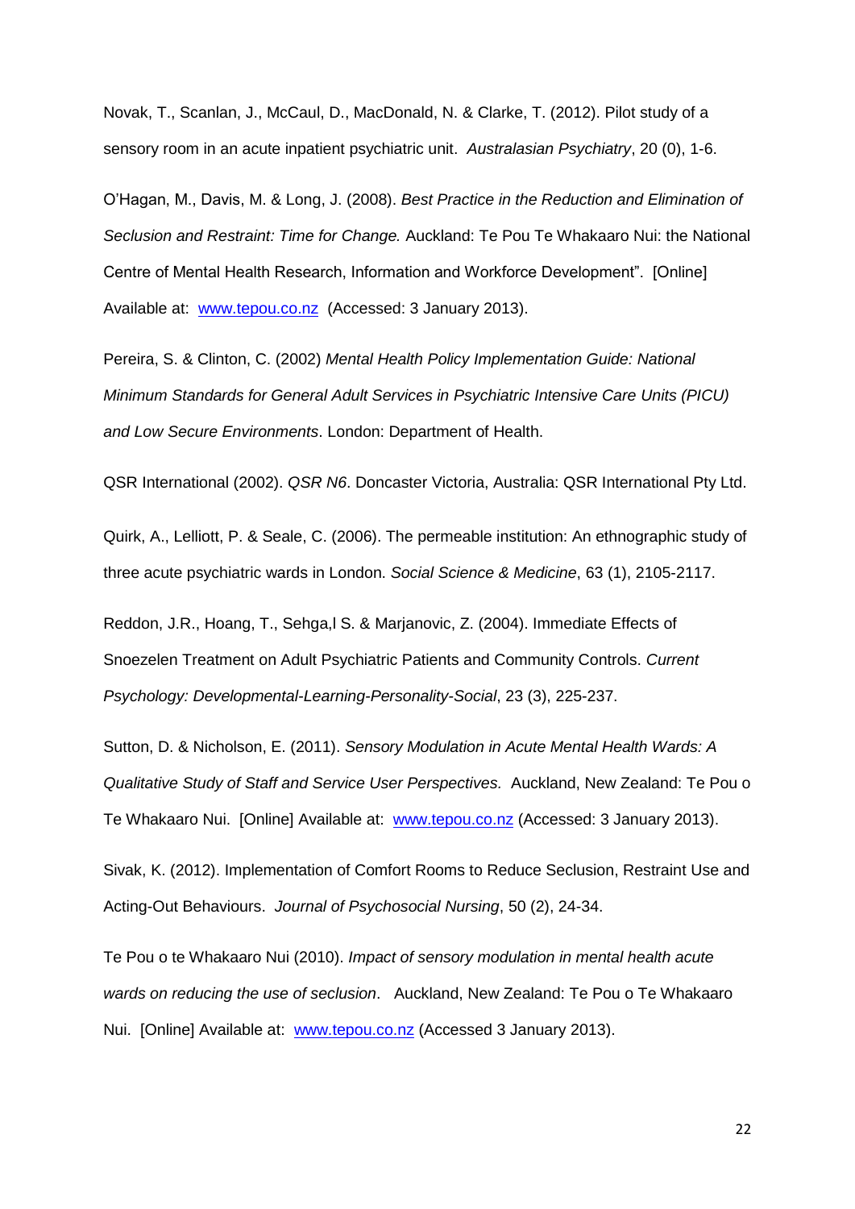Novak, T., Scanlan, J., McCaul, D., MacDonald, N. & Clarke, T. (2012). Pilot study of a sensory room in an acute inpatient psychiatric unit. *Australasian Psychiatry*, 20 (0), 1-6.

O'Hagan, M., Davis, M. & Long, J. (2008). *Best Practice in the Reduction and Elimination of Seclusion and Restraint: Time for Change.* Auckland: Te Pou Te Whakaaro Nui: the National Centre of Mental Health Research, Information and Workforce Development". [Online] Available at: [www.tepou.co.nz](http://www.tepou.co.nz) (Accessed: 3 January 2013).

Pereira, S. & Clinton, C. (2002) *Mental Health Policy Implementation Guide: National Minimum Standards for General Adult Services in Psychiatric Intensive Care Units (PICU) and Low Secure Environments*. London: Department of Health.

QSR International (2002). *QSR N6*. Doncaster Victoria, Australia: QSR International Pty Ltd.

Quirk, A., Lelliott, P. & Seale, C. (2006). The permeable institution: An ethnographic study of three acute psychiatric wards in London. *Social Science & Medicine*, 63 (1), 2105-2117.

Reddon, J.R., Hoang, T., Sehga,l S. & Marjanovic, Z. (2004). Immediate Effects of Snoezelen Treatment on Adult Psychiatric Patients and Community Controls. *Current Psychology: Developmental-Learning-Personality-Social*, 23 (3), 225-237.

Sutton, D. & Nicholson, E. (2011). *Sensory Modulation in Acute Mental Health Wards: A Qualitative Study of Staff and Service User Perspectives.* Auckland, New Zealand: Te Pou o Te Whakaaro Nui. [Online] Available at: [www.tepou.co.nz](http://www.tepou.co.nz) (Accessed: 3 January 2013).

Sivak, K. (2012). Implementation of Comfort Rooms to Reduce Seclusion, Restraint Use and Acting-Out Behaviours. *Journal of Psychosocial Nursing*, 50 (2), 24-34.

Te Pou o te Whakaaro Nui (2010). *Impact of sensory modulation in mental health acute wards on reducing the use of seclusion*. Auckland, New Zealand: Te Pou o Te Whakaaro Nui. [Online] Available at: [www.tepou.co.nz](http://www.tepou.co.nz) (Accessed 3 January 2013).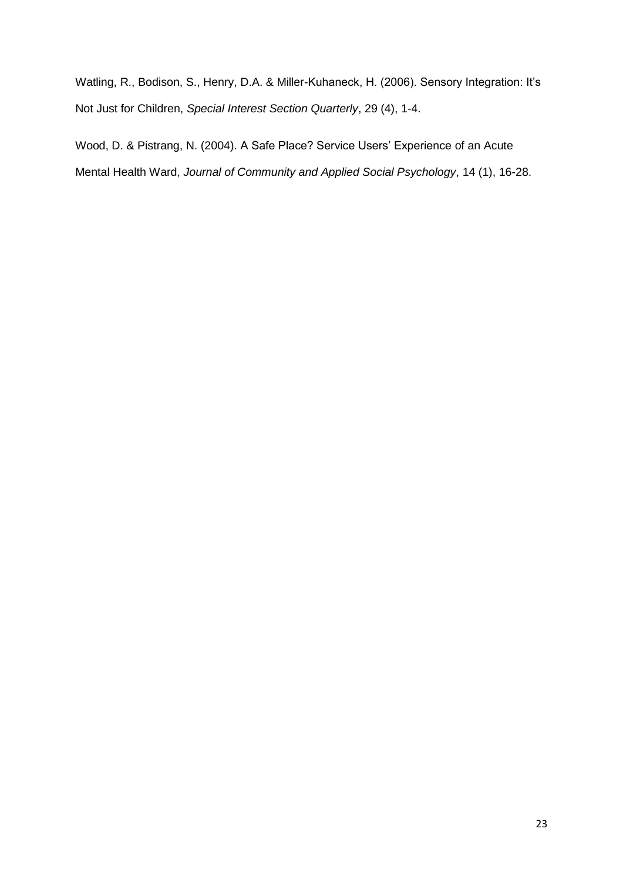Watling, R., Bodison, S., Henry, D.A. & Miller-Kuhaneck, H. (2006). Sensory Integration: It's Not Just for Children, *Special Interest Section Quarterly*, 29 (4), 1-4.

Wood, D. & Pistrang, N. (2004). A Safe Place? Service Users' Experience of an Acute Mental Health Ward, *Journal of Community and Applied Social Psychology*, 14 (1), 16-28.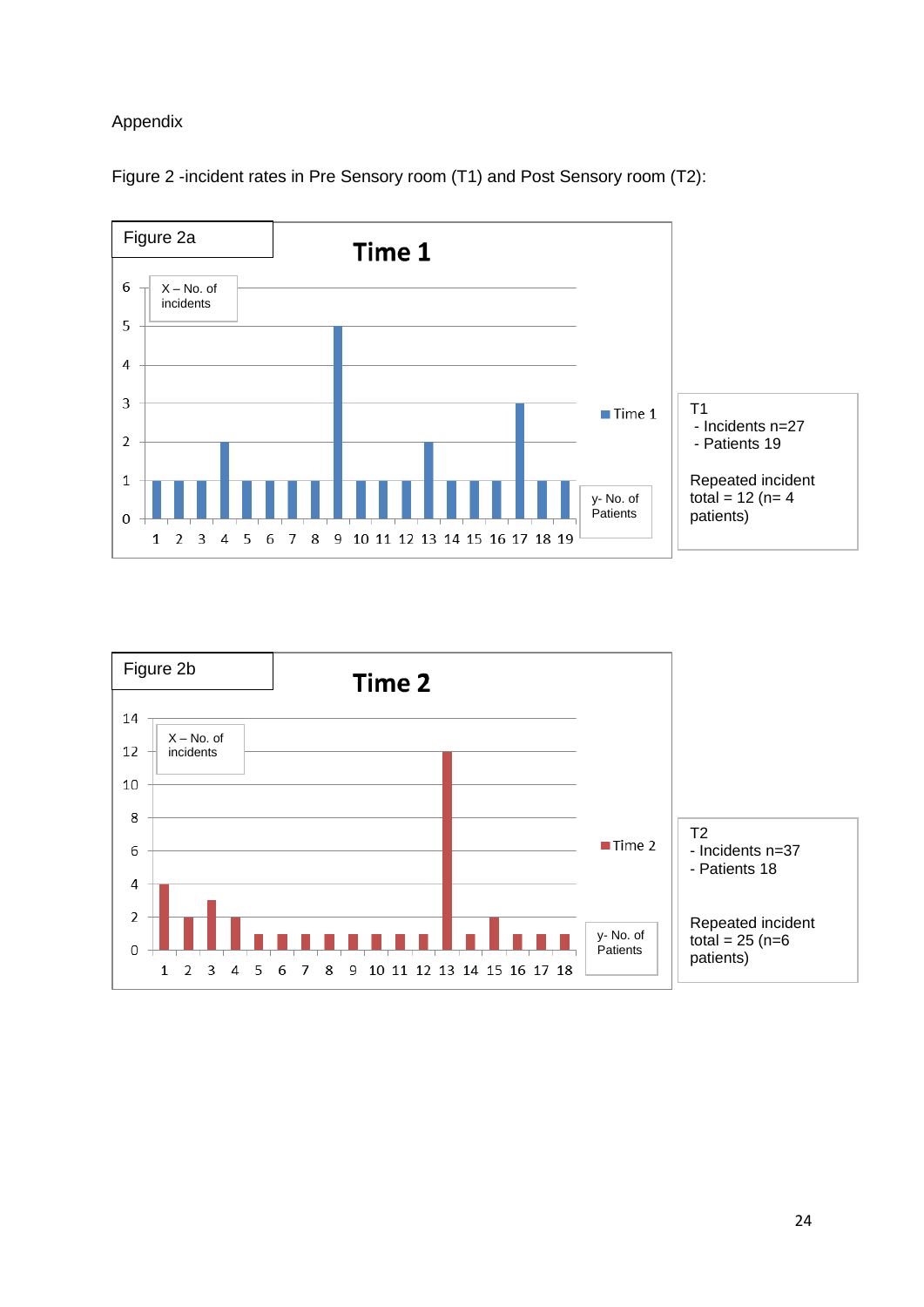Appendix

Figure 2 -incident rates in Pre Sensory room (T1) and Post Sensory room (T2):

Figure 2a

**Time 1**

X – No. of incidents

y- No. of Patients

| Patient | 1 | 2 | 3 | 4 | 5 | 6 | 7 | 8 | 9 | 10 | 11 | 12 | 13 | 14 | 15 | 16 | 17 | 18 | 19 |
|---|---|---|---|---|---|---|---|---|---|---|---|---|---|---|---|---|---|---|---|
| Time 1 | 1 | 1 | 1 | 2 | 1 | 1 | 1 | 1 | 5 | 1 | 1 | 1 | 2 | 1 | 1 | 1 | 3 | 1 | 1 |

T1
- Incidents n=27
- Patients 19

Repeated incident total = 12 (n= 4 patients)

Figure 2b

**Time 2**

X – No. of incidents

y- No. of Patients

| Patient | 1 | 2 | 3 | 4 | 5 | 6 | 7 | 8 | 9 | 10 | 11 | 12 | 13 | 14 | 15 | 16 | 17 | 18 |
|---|---|---|---|---|---|---|---|---|---|---|---|---|---|---|---|---|---|---|
| Time 2 | 4 | 2 | 3 | 2 | 1 | 1 | 1 | 1 | 1 | 1 | 1 | 1 | 12 | 1 | 2 | 1 | 1 | 1 |

T2
- Incidents n=37
- Patients 18

Repeated incident total = 25 (n=6 patients)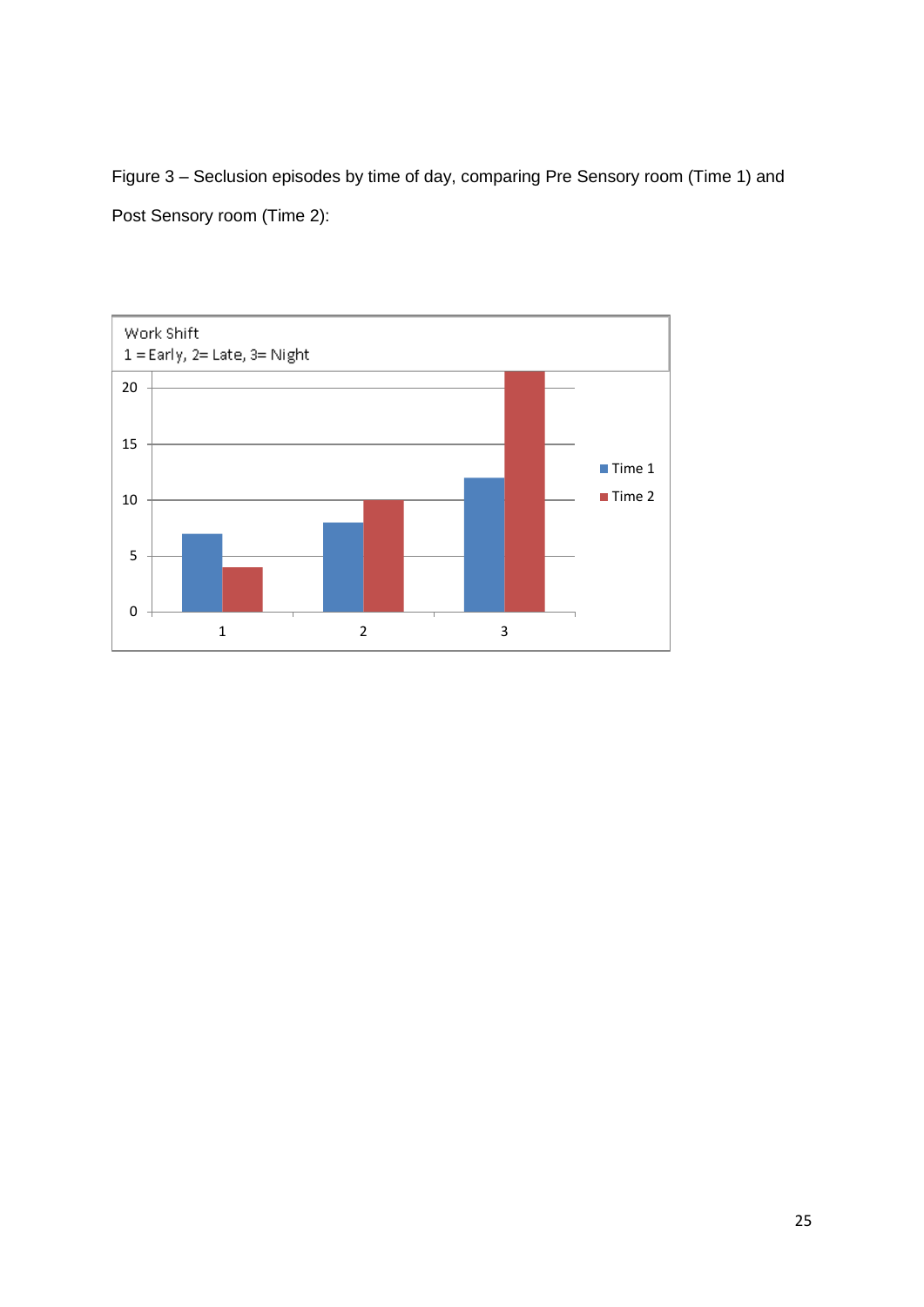Figure 3 – Seclusion episodes by time of day, comparing Pre Sensory room (Time 1) and Post Sensory room (Time 2):

Work Shift

1 = Early, 2= Late, 3= Night

20

15

10

5

0

1

2

3

Time 1

Time 2